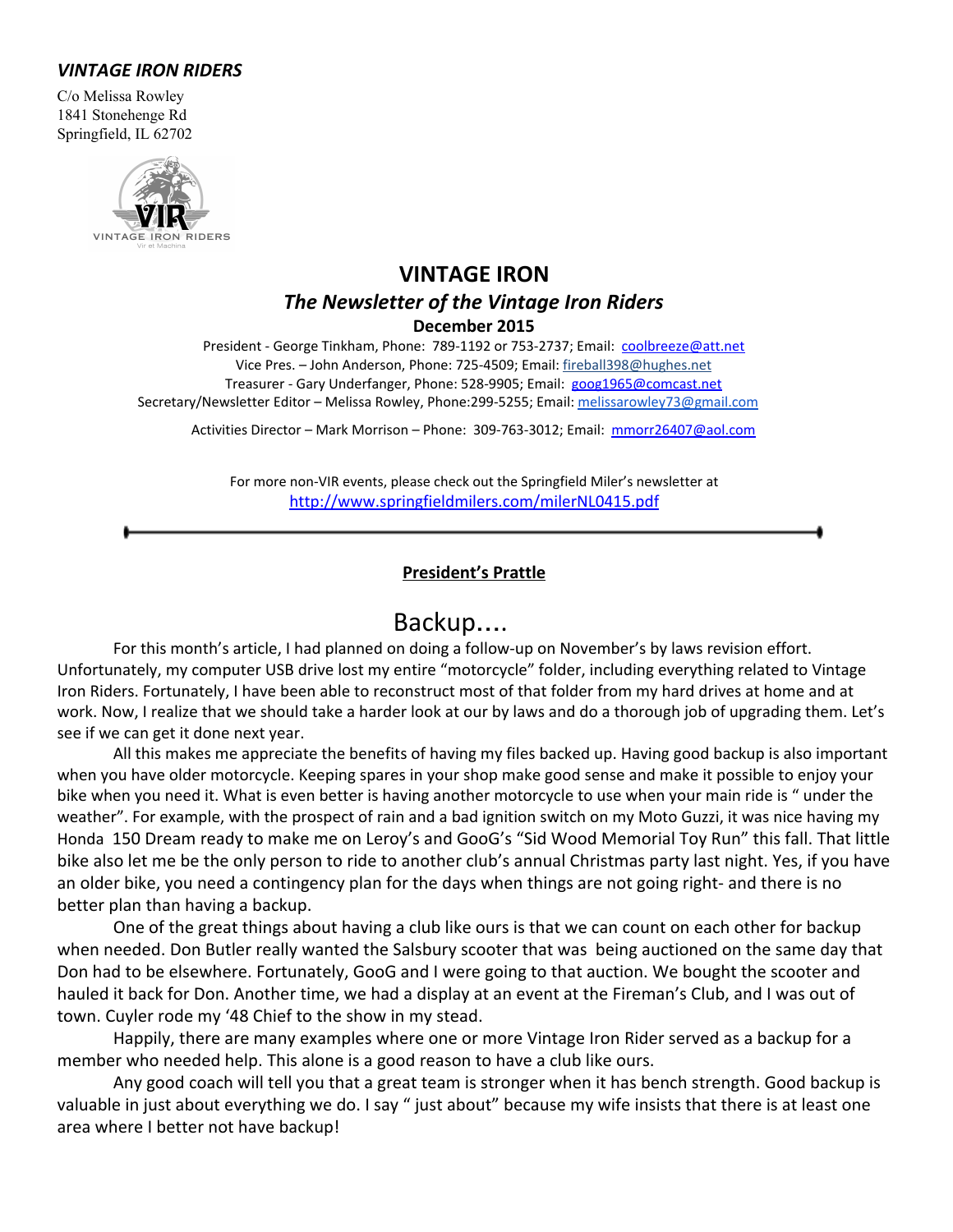***VINTAGE IRON RIDERS***

C/o Melissa Rowley
1841 Stonehenge Rd
Springfield, IL 62702

# VINTAGE IRON

## *The Newsletter of the Vintage Iron Riders*

**December 2015**

President - George Tinkham, Phone: 789-1192 or 753-2737; Email: coolbreeze@att.net
Vice Pres. – John Anderson, Phone: 725-4509; Email: fireball398@hughes.net
Treasurer - Gary Underfanger, Phone: 528-9905; Email: goog1965@comcast.net
Secretary/Newsletter Editor – Melissa Rowley, Phone:299-5255; Email: melissarowley73@gmail.com

Activities Director – Mark Morrison – Phone: 309-763-3012; Email: mmorr26407@aol.com

For more non-VIR events, please check out the Springfield Miler's newsletter at
http://www.springfieldmilers.com/milerNL0415.pdf

---

### President's Prattle

## Backup….

For this month's article, I had planned on doing a follow-up on November's by laws revision effort. Unfortunately, my computer USB drive lost my entire "motorcycle" folder, including everything related to Vintage Iron Riders. Fortunately, I have been able to reconstruct most of that folder from my hard drives at home and at work. Now, I realize that we should take a harder look at our by laws and do a thorough job of upgrading them. Let's see if we can get it done next year.

All this makes me appreciate the benefits of having my files backed up. Having good backup is also important when you have older motorcycle. Keeping spares in your shop make good sense and make it possible to enjoy your bike when you need it. What is even better is having another motorcycle to use when your main ride is " under the weather". For example, with the prospect of rain and a bad ignition switch on my Moto Guzzi, it was nice having my Honda 150 Dream ready to make me on Leroy's and GooG's "Sid Wood Memorial Toy Run" this fall. That little bike also let me be the only person to ride to another club's annual Christmas party last night. Yes, if you have an older bike, you need a contingency plan for the days when things are not going right- and there is no better plan than having a backup.

One of the great things about having a club like ours is that we can count on each other for backup when needed. Don Butler really wanted the Salsbury scooter that was being auctioned on the same day that Don had to be elsewhere. Fortunately, GooG and I were going to that auction. We bought the scooter and hauled it back for Don. Another time, we had a display at an event at the Fireman's Club, and I was out of town. Cuyler rode my '48 Chief to the show in my stead.

Happily, there are many examples where one or more Vintage Iron Rider served as a backup for a member who needed help. This alone is a good reason to have a club like ours.

Any good coach will tell you that a great team is stronger when it has bench strength. Good backup is valuable in just about everything we do. I say " just about" because my wife insists that there is at least one area where I better not have backup!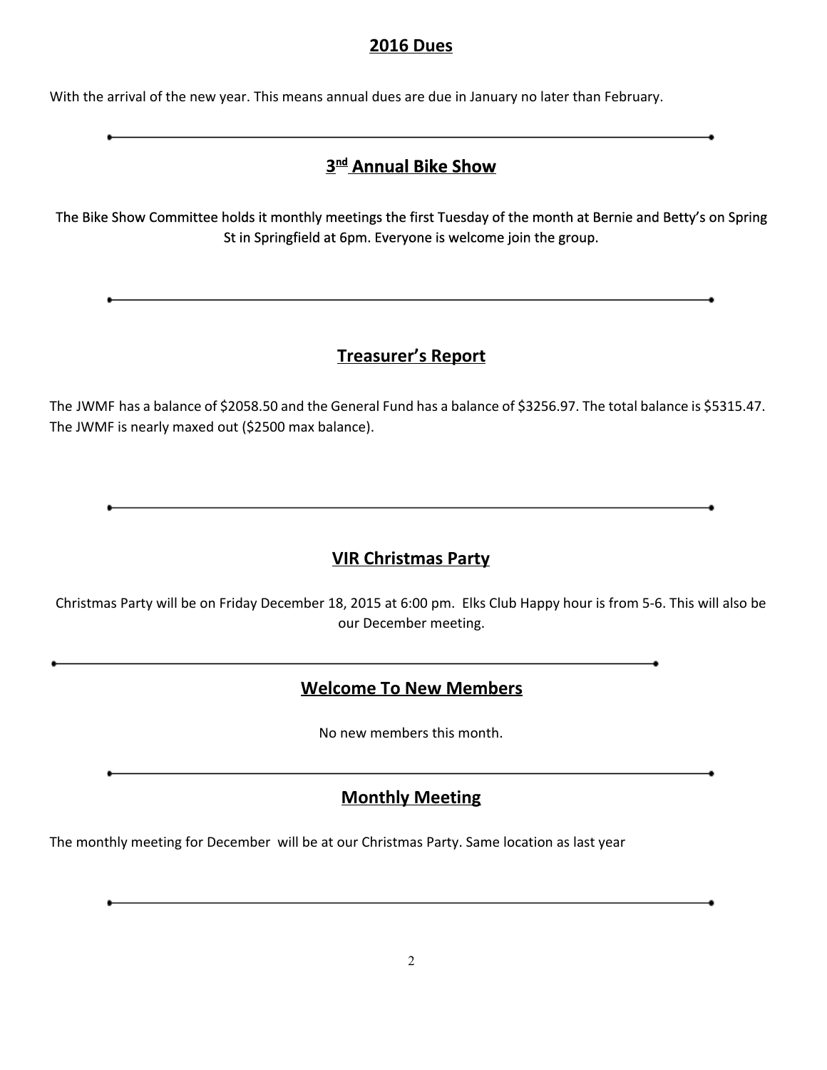## 2016 Dues

With the arrival of the new year. This means annual dues are due in January no later than February.

---

## 3nd Annual Bike Show

The Bike Show Committee holds it monthly meetings the first Tuesday of the month at Bernie and Betty's on Spring St in Springfield at 6pm. Everyone is welcome join the group.

---

## Treasurer's Report

The JWMF has a balance of $2058.50 and the General Fund has a balance of $3256.97. The total balance is $5315.47. The JWMF is nearly maxed out ($2500 max balance).

---

## VIR Christmas Party

Christmas Party will be on Friday December 18, 2015 at 6:00 pm. Elks Club Happy hour is from 5-6. This will also be our December meeting.

---

## Welcome To New Members

No new members this month.

---

## Monthly Meeting

The monthly meeting for December will be at our Christmas Party. Same location as last year

---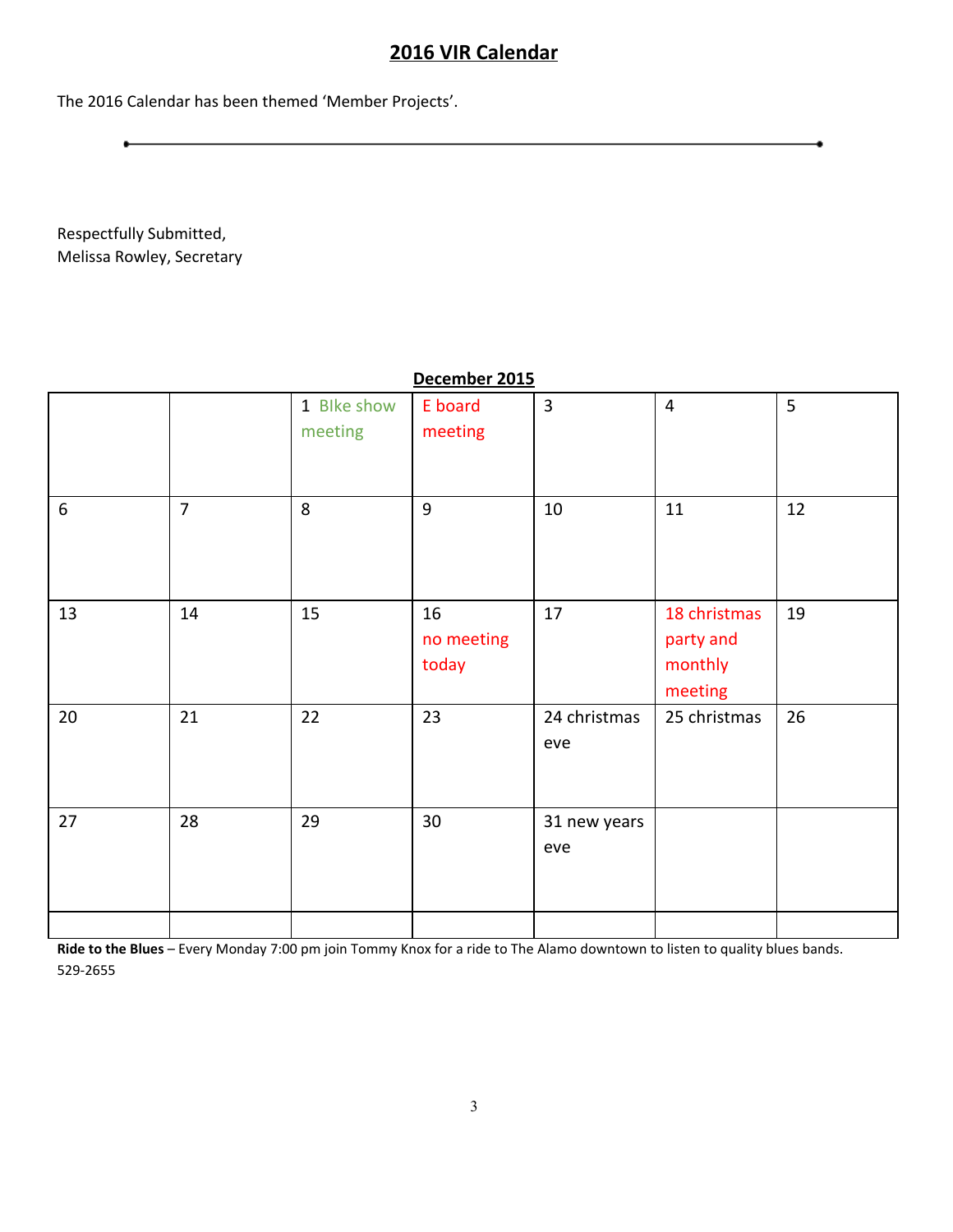## 2016 VIR Calendar

The 2016 Calendar has been themed 'Member Projects'.

---

Respectfully Submitted,
Melissa Rowley, Secretary

**December 2015**

| | | | | | | |
|---|---|---|---|---|---|---|
| | | 1 BIke show meeting | E board meeting | 3 | 4 | 5 |
| 6 | 7 | 8 | 9 | 10 | 11 | 12 |
| 13 | 14 | 15 | 16 no meeting today | 17 | 18 christmas party and monthly meeting | 19 |
| 20 | 21 | 22 | 23 | 24 christmas eve | 25 christmas | 26 |
| 27 | 28 | 29 | 30 | 31 new years eve | | |
| | | | | | | |

**Ride to the Blues** – Every Monday 7:00 pm join Tommy Knox for a ride to The Alamo downtown to listen to quality blues bands. 529-2655